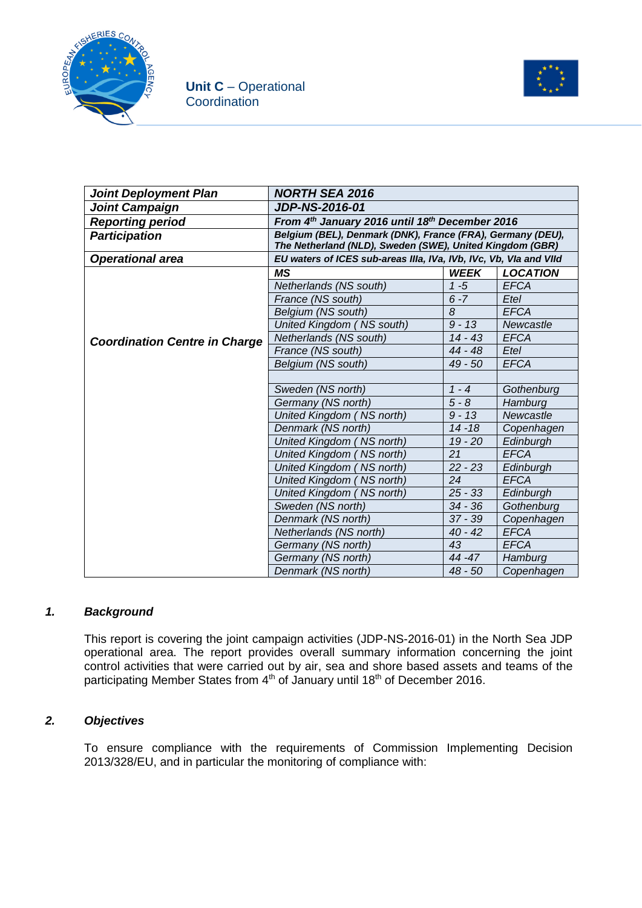**Unit C** – Operational Coordination

| *Joint Deployment Plan* | *NORTH SEA 2016* | | |
|---|---|---|---|
| *Joint Campaign* | *JDP-NS-2016-01* | | |
| *Reporting period* | *From 4th January 2016 until 18th December 2016* | | |
| *Participation* | *Belgium (BEL), Denmark (DNK), France (FRA), Germany (DEU), The Netherland (NLD), Sweden (SWE), United Kingdom (GBR)* | | |
| *Operational area* | *EU waters of ICES sub-areas IIIa, IVa, IVb, IVc, Vb, VIa and VIId* | | |
| *Coordination Centre in Charge* | *MS* | *WEEK* | *LOCATION* |
| | *Netherlands (NS south)* | *1 -5* | *EFCA* |
| | *France (NS south)* | *6 -7* | *Etel* |
| | *Belgium (NS south)* | *8* | *EFCA* |
| | *United Kingdom ( NS south)* | *9 - 13* | *Newcastle* |
| | *Netherlands (NS south)* | *14 - 43* | *EFCA* |
| | *France (NS south)* | *44 - 48* | *Etel* |
| | *Belgium (NS south)* | *49 - 50* | *EFCA* |
| | | | |
| | *Sweden (NS north)* | *1 - 4* | *Gothenburg* |
| | *Germany (NS north)* | *5 - 8* | *Hamburg* |
| | *United Kingdom ( NS north)* | *9 - 13* | *Newcastle* |
| | *Denmark (NS north)* | *14 -18* | *Copenhagen* |
| | *United Kingdom ( NS north)* | *19 - 20* | *Edinburgh* |
| | *United Kingdom ( NS north)* | *21* | *EFCA* |
| | *United Kingdom ( NS north)* | *22 - 23* | *Edinburgh* |
| | *United Kingdom ( NS north)* | *24* | *EFCA* |
| | *United Kingdom ( NS north)* | *25 - 33* | *Edinburgh* |
| | *Sweden (NS north)* | *34 - 36* | *Gothenburg* |
| | *Denmark (NS north)* | *37 - 39* | *Copenhagen* |
| | *Netherlands (NS north)* | *40 - 42* | *EFCA* |
| | *Germany (NS north)* | *43* | *EFCA* |
| | *Germany (NS north)* | *44 -47* | *Hamburg* |
| | *Denmark (NS north)* | *48 - 50* | *Copenhagen* |

## 1. *Background*

This report is covering the joint campaign activities (JDP-NS-2016-01) in the North Sea JDP operational area. The report provides overall summary information concerning the joint control activities that were carried out by air, sea and shore based assets and teams of the participating Member States from 4th of January until 18th of December 2016.

## 2. *Objectives*

To ensure compliance with the requirements of Commission Implementing Decision 2013/328/EU, and in particular the monitoring of compliance with: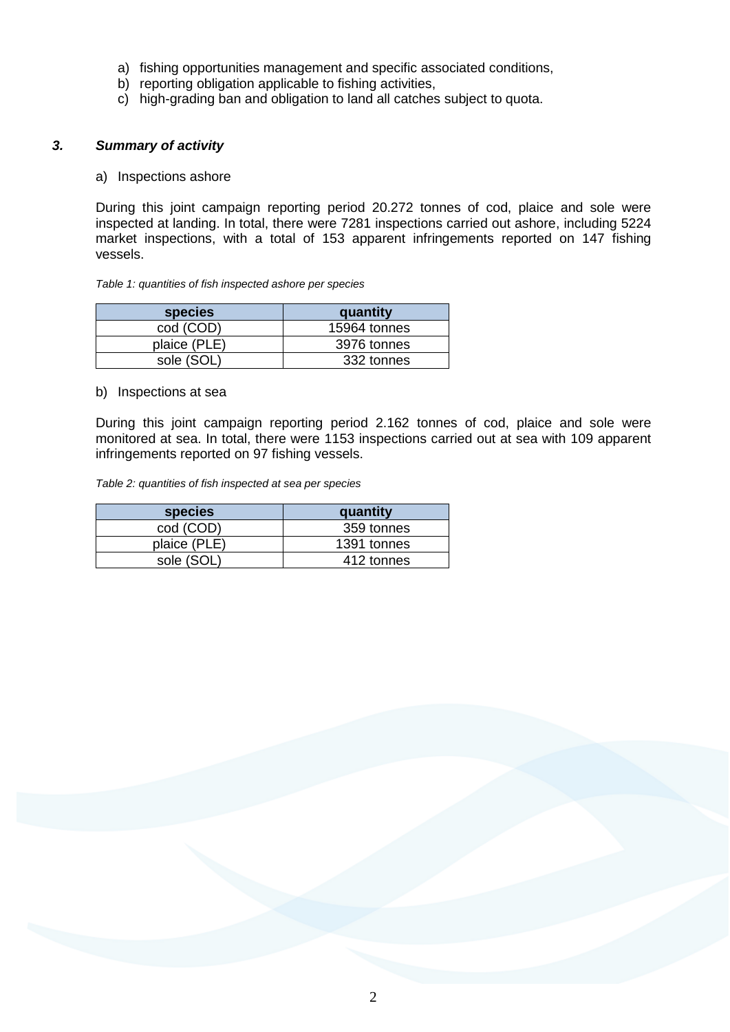a) fishing opportunities management and specific associated conditions,
b) reporting obligation applicable to fishing activities,
c) high-grading ban and obligation to land all catches subject to quota.

### *3. Summary of activity*

a) Inspections ashore

During this joint campaign reporting period 20.272 tonnes of cod, plaice and sole were inspected at landing. In total, there were 7281 inspections carried out ashore, including 5224 market inspections, with a total of 153 apparent infringements reported on 147 fishing vessels.

*Table 1: quantities of fish inspected ashore per species*

| species | quantity |
|---|---|
| cod (COD) | 15964 tonnes |
| plaice (PLE) | 3976 tonnes |
| sole (SOL) | 332 tonnes |

b) Inspections at sea

During this joint campaign reporting period 2.162 tonnes of cod, plaice and sole were monitored at sea. In total, there were 1153 inspections carried out at sea with 109 apparent infringements reported on 97 fishing vessels.

*Table 2: quantities of fish inspected at sea per species*

| species | quantity |
|---|---|
| cod (COD) | 359 tonnes |
| plaice (PLE) | 1391 tonnes |
| sole (SOL) | 412 tonnes |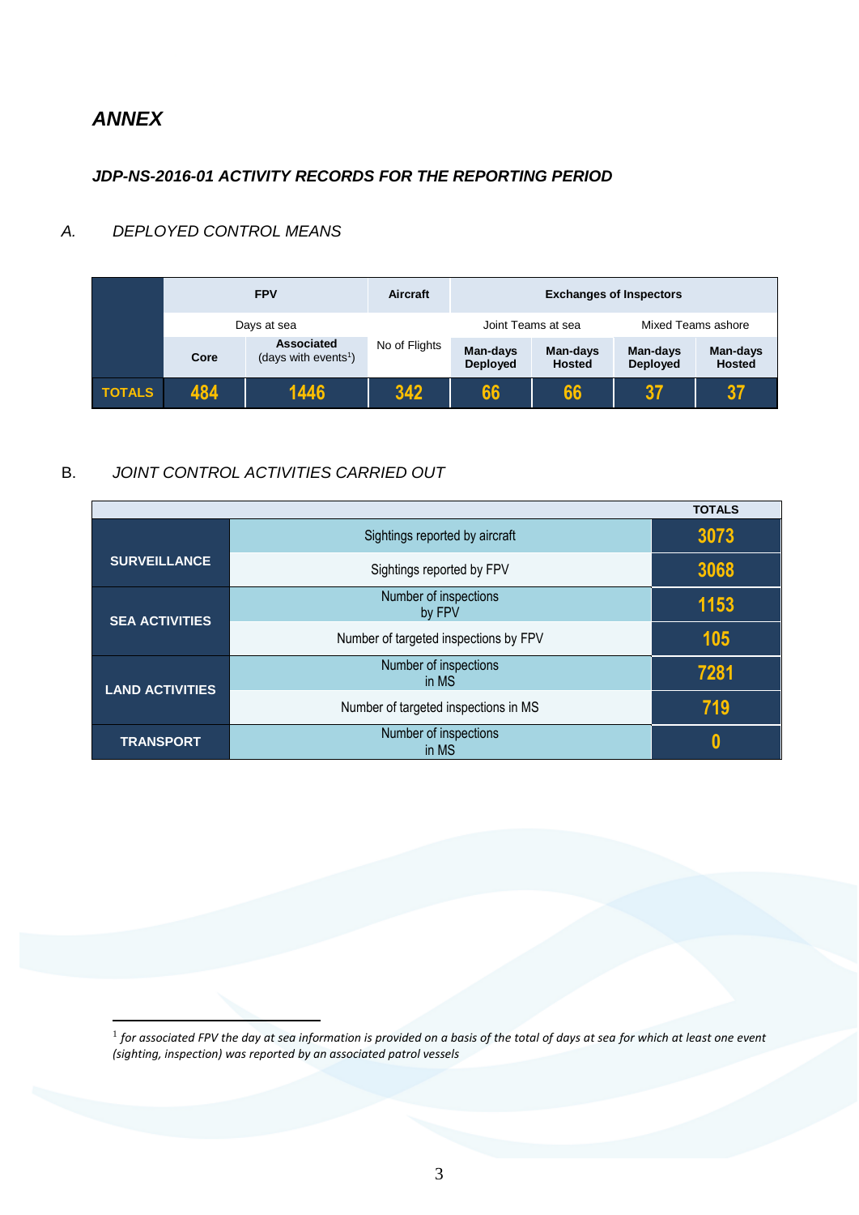## *ANNEX*

### *JDP-NS-2016-01 ACTIVITY RECORDS FOR THE REPORTING PERIOD*

*A. DEPLOYED CONTROL MEANS*

| | FPV | | Aircraft | Exchanges of Inspectors | | | |
|---|---|---|---|---|---|---|---|
| | Days at sea | | | Joint Teams at sea | | Mixed Teams ashore | |
| | **Core** | **Associated** (days with events[1]) | No of Flights | **Man-days Deployed** | **Man-days Hosted** | **Man-days Deployed** | **Man-days Hosted** |
| **TOTALS** | **484** | **1446** | **342** | **66** | **66** | **37** | **37** |

B. *JOINT CONTROL ACTIVITIES CARRIED OUT*

| | | **TOTALS** |
|---|---|---|
| **SURVEILLANCE** | Sightings reported by aircraft | **3073** |
| | Sightings reported by FPV | **3068** |
| **SEA ACTIVITIES** | Number of inspections by FPV | **1153** |
| | Number of targeted inspections by FPV | **105** |
| **LAND ACTIVITIES** | Number of inspections in MS | **7281** |
| | Number of targeted inspections in MS | **719** |
| **TRANSPORT** | Number of inspections in MS | **0** |

[1] *for associated FPV the day at sea information is provided on a basis of the total of days at sea for which at least one event (sighting, inspection) was reported by an associated patrol vessels*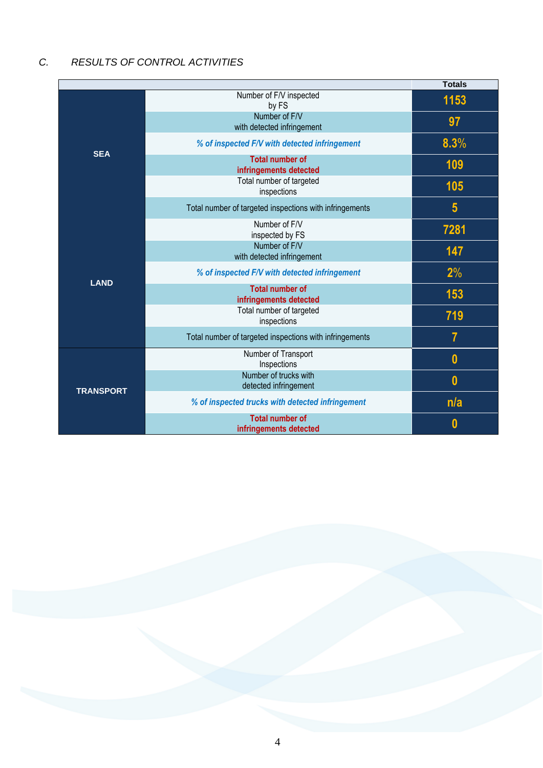## *C. RESULTS OF CONTROL ACTIVITIES*

| | | Totals |
|---|---|---|
| SEA | Number of F/V inspected by FS | 1153 |
| | Number of F/V with detected infringement | 97 |
| | *% of inspected F/V with detected infringement* | 8.3% |
| | **Total number of infringements detected** | 109 |
| | Total number of targeted inspections | 105 |
| | Total number of targeted inspections with infringements | 5 |
| LAND | Number of F/V inspected by FS | 7281 |
| | Number of F/V with detected infringement | 147 |
| | *% of inspected F/V with detected infringement* | 2% |
| | **Total number of infringements detected** | 153 |
| | Total number of targeted inspections | 719 |
| | Total number of targeted inspections with infringements | 7 |
| TRANSPORT | Number of Transport Inspections | 0 |
| | Number of trucks with detected infringement | 0 |
| | *% of inspected trucks with detected infringement* | n/a |
| | **Total number of infringements detected** | 0 |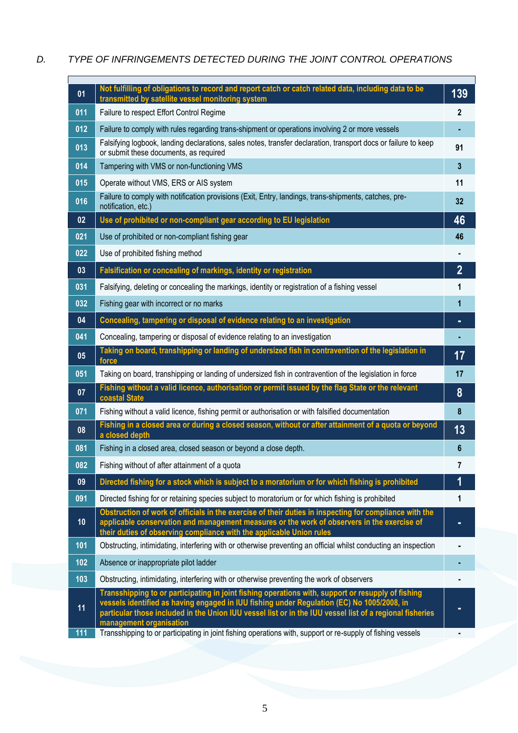## D. *TYPE OF INFRINGEMENTS DETECTED DURING THE JOINT CONTROL OPERATIONS*

| Code | Infringement | Number |
|---|---|---|
| **01** | **Not fulfilling of obligations to record and report catch or catch related data, including data to be transmitted by satellite vessel monitoring system** | **139** |
| 011 | Failure to respect Effort Control Regime | 2 |
| 012 | Failure to comply with rules regarding trans-shipment or operations involving 2 or more vessels | - |
| 013 | Falsifying logbook, landing declarations, sales notes, transfer declaration, transport docs or failure to keep or submit these documents, as required | 91 |
| 014 | Tampering with VMS or non-functioning VMS | 3 |
| 015 | Operate without VMS, ERS or AIS system | 11 |
| 016 | Failure to comply with notification provisions (Exit, Entry, landings, trans-shipments, catches, pre-notification, etc.) | 32 |
| **02** | **Use of prohibited or non-compliant gear according to EU legislation** | **46** |
| 021 | Use of prohibited or non-compliant fishing gear | 46 |
| 022 | Use of prohibited fishing method | - |
| **03** | **Falsification or concealing of markings, identity or registration** | **2** |
| 031 | Falsifying, deleting or concealing the markings, identity or registration of a fishing vessel | 1 |
| 032 | Fishing gear with incorrect or no marks | 1 |
| **04** | **Concealing, tampering or disposal of evidence relating to an investigation** | **-** |
| 041 | Concealing, tampering or disposal of evidence relating to an investigation | - |
| **05** | **Taking on board, transhipping or landing of undersized fish in contravention of the legislation in force** | **17** |
| 051 | Taking on board, transhipping or landing of undersized fish in contravention of the legislation in force | 17 |
| **07** | **Fishing without a valid licence, authorisation or permit issued by the flag State or the relevant coastal State** | **8** |
| 071 | Fishing without a valid licence, fishing permit or authorisation or with falsified documentation | 8 |
| **08** | **Fishing in a closed area or during a closed season, without or after attainment of a quota or beyond a closed depth** | **13** |
| 081 | Fishing in a closed area, closed season or beyond a close depth. | 6 |
| 082 | Fishing without of after attainment of a quota | 7 |
| **09** | **Directed fishing for a stock which is subject to a moratorium or for which fishing is prohibited** | **1** |
| 091 | Directed fishing for or retaining species subject to moratorium or for which fishing is prohibited | 1 |
| **10** | **Obstruction of work of officials in the exercise of their duties in inspecting for compliance with the applicable conservation and management measures or the work of observers in the exercise of their duties of observing compliance with the applicable Union rules** | **-** |
| 101 | Obstructing, intimidating, interfering with or otherwise preventing an official whilst conducting an inspection | - |
| 102 | Absence or inappropriate pilot ladder | - |
| 103 | Obstructing, intimidating, interfering with or otherwise preventing the work of observers | - |
| **11** | **Transshipping to or participating in joint fishing operations with, support or resupply of fishing vessels identified as having engaged in IUU fishing under Regulation (EC) No 1005/2008, in particular those included in the Union IUU vessel list or in the IUU vessel list of a regional fisheries management organisation** | **-** |
| 111 | Transshipping to or participating in joint fishing operations with, support or re-supply of fishing vessels | - |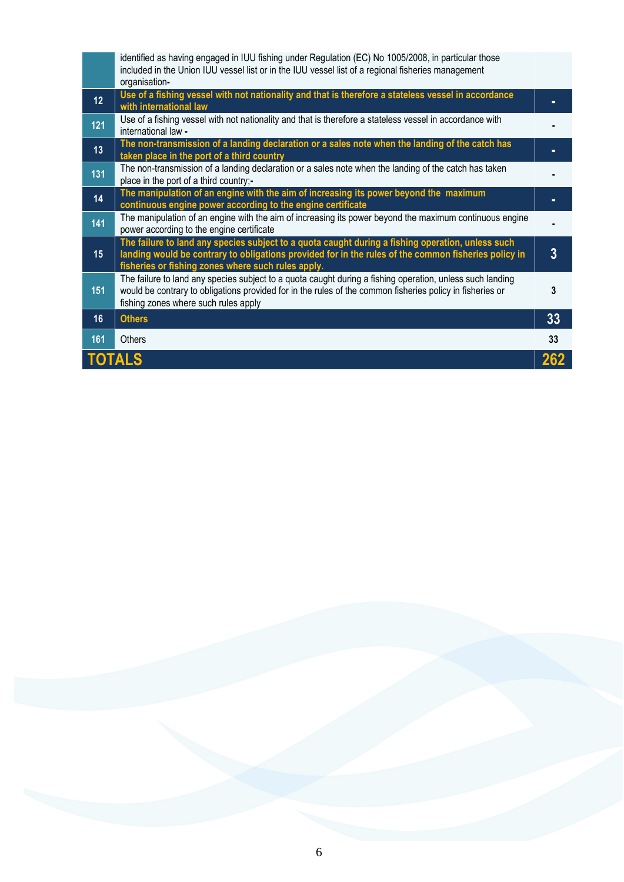| | | |
|---|---|---|
| | identified as having engaged in IUU fishing under Regulation (EC) No 1005/2008, in particular those included in the Union IUU vessel list or in the IUU vessel list of a regional fisheries management organisation- | |
| **12** | **Use of a fishing vessel with not nationality and that is therefore a stateless vessel in accordance with international law** | **-** |
| 121 | Use of a fishing vessel with not nationality and that is therefore a stateless vessel in accordance with international law - | - |
| **13** | **The non-transmission of a landing declaration or a sales note when the landing of the catch has taken place in the port of a third country** | **-** |
| 131 | The non-transmission of a landing declaration or a sales note when the landing of the catch has taken place in the port of a third country;- | - |
| **14** | **The manipulation of an engine with the aim of increasing its power beyond the maximum continuous engine power according to the engine certificate** | **-** |
| 141 | The manipulation of an engine with the aim of increasing its power beyond the maximum continuous engine power according to the engine certificate | - |
| **15** | **The failure to land any species subject to a quota caught during a fishing operation, unless such landing would be contrary to obligations provided for in the rules of the common fisheries policy in fisheries or fishing zones where such rules apply.** | **3** |
| 151 | The failure to land any species subject to a quota caught during a fishing operation, unless such landing would be contrary to obligations provided for in the rules of the common fisheries policy in fisheries or fishing zones where such rules apply | 3 |
| **16** | **Others** | **33** |
| 161 | Others | 33 |
| **TOTALS** | | **262** |